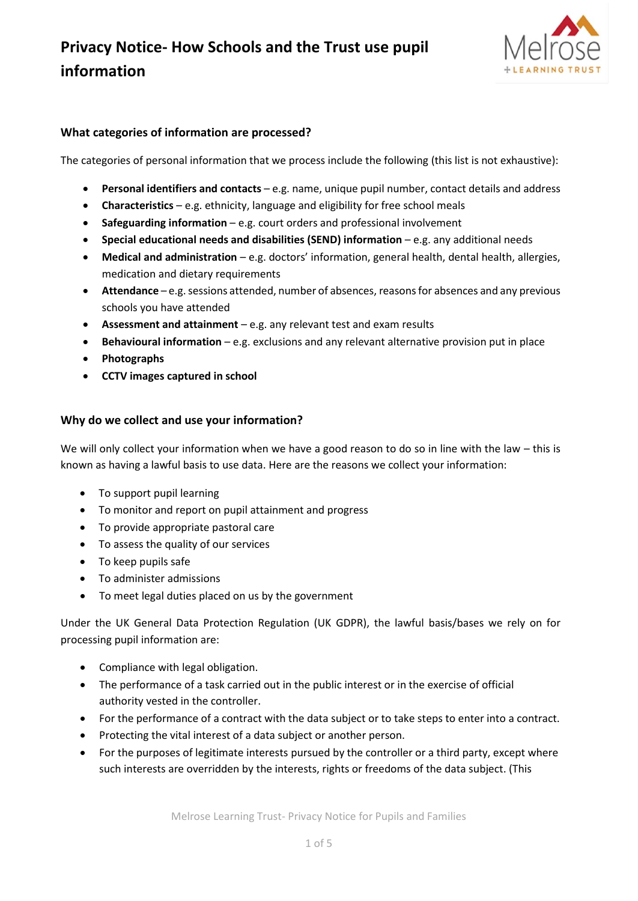# Privacy Notice- How Schools and the Trust use pupil information

### What categories of information are processed?

The categories of personal information that we process include the following (this list is not exhaustive):

- **Personal identifiers and contacts** – e.g. name, unique pupil number, contact details and address
- **Characteristics** – e.g. ethnicity, language and eligibility for free school meals
- **Safeguarding information** – e.g. court orders and professional involvement
- **Special educational needs and disabilities (SEND) information** – e.g. any additional needs
- **Medical and administration** – e.g. doctors' information, general health, dental health, allergies, medication and dietary requirements
- **Attendance** – e.g. sessions attended, number of absences, reasons for absences and any previous schools you have attended
- **Assessment and attainment** – e.g. any relevant test and exam results
- **Behavioural information** – e.g. exclusions and any relevant alternative provision put in place
- **Photographs**
- **CCTV images captured in school**

### Why do we collect and use your information?

We will only collect your information when we have a good reason to do so in line with the law – this is known as having a lawful basis to use data. Here are the reasons we collect your information:

- To support pupil learning
- To monitor and report on pupil attainment and progress
- To provide appropriate pastoral care
- To assess the quality of our services
- To keep pupils safe
- To administer admissions
- To meet legal duties placed on us by the government

Under the UK General Data Protection Regulation (UK GDPR), the lawful basis/bases we rely on for processing pupil information are:

- Compliance with legal obligation.
- The performance of a task carried out in the public interest or in the exercise of official authority vested in the controller.
- For the performance of a contract with the data subject or to take steps to enter into a contract.
- Protecting the vital interest of a data subject or another person.
- For the purposes of legitimate interests pursued by the controller or a third party, except where such interests are overridden by the interests, rights or freedoms of the data subject. (This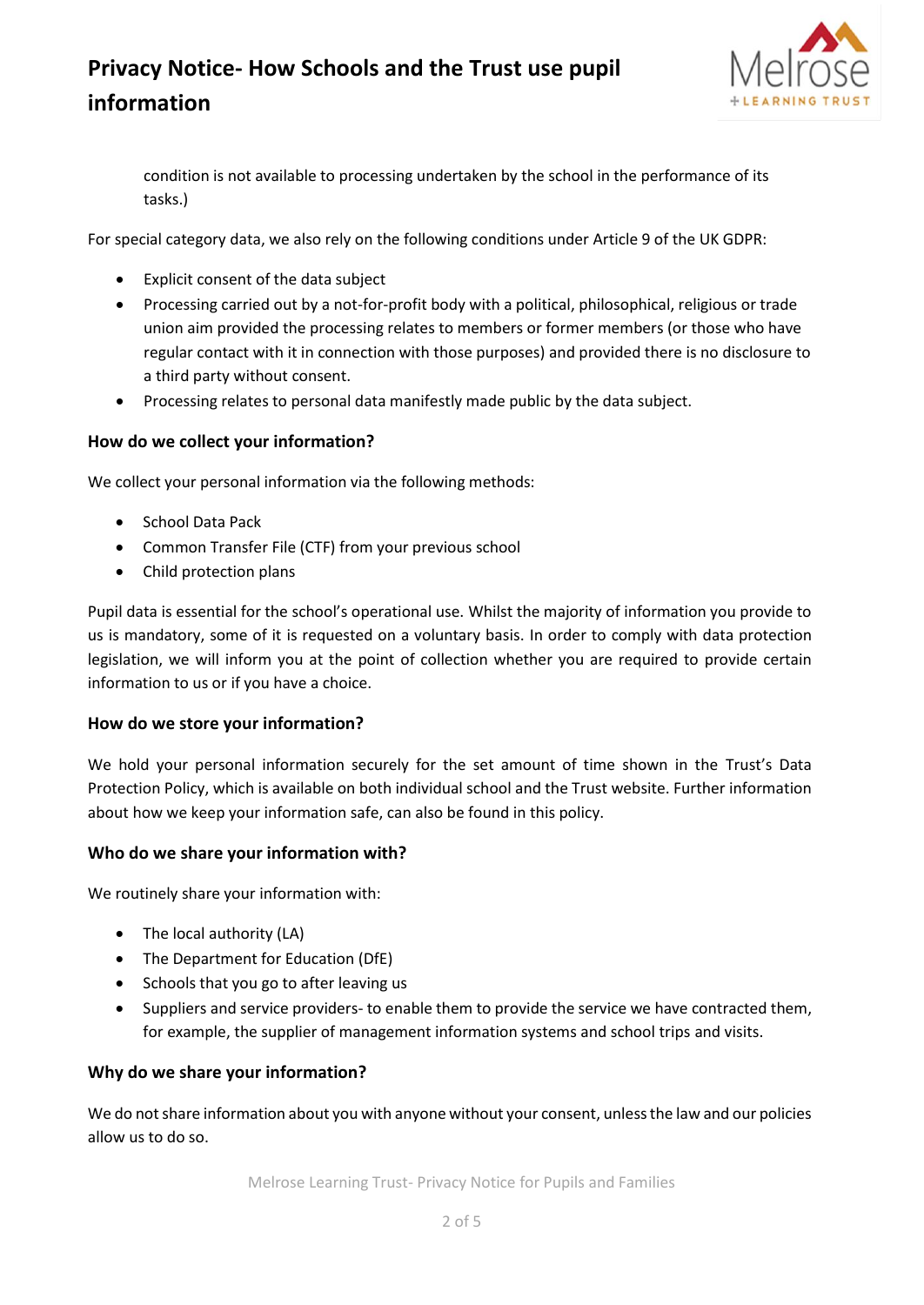condition is not available to processing undertaken by the school in the performance of its tasks.)

For special category data, we also rely on the following conditions under Article 9 of the UK GDPR:

- Explicit consent of the data subject
- Processing carried out by a not-for-profit body with a political, philosophical, religious or trade union aim provided the processing relates to members or former members (or those who have regular contact with it in connection with those purposes) and provided there is no disclosure to a third party without consent.
- Processing relates to personal data manifestly made public by the data subject.

### How do we collect your information?

We collect your personal information via the following methods:

- School Data Pack
- Common Transfer File (CTF) from your previous school
- Child protection plans

Pupil data is essential for the school's operational use. Whilst the majority of information you provide to us is mandatory, some of it is requested on a voluntary basis. In order to comply with data protection legislation, we will inform you at the point of collection whether you are required to provide certain information to us or if you have a choice.

### How do we store your information?

We hold your personal information securely for the set amount of time shown in the Trust's Data Protection Policy, which is available on both individual school and the Trust website. Further information about how we keep your information safe, can also be found in this policy.

### Who do we share your information with?

We routinely share your information with:

- The local authority (LA)
- The Department for Education (DfE)
- Schools that you go to after leaving us
- Suppliers and service providers- to enable them to provide the service we have contracted them, for example, the supplier of management information systems and school trips and visits.

### Why do we share your information?

We do not share information about you with anyone without your consent, unless the law and our policies allow us to do so.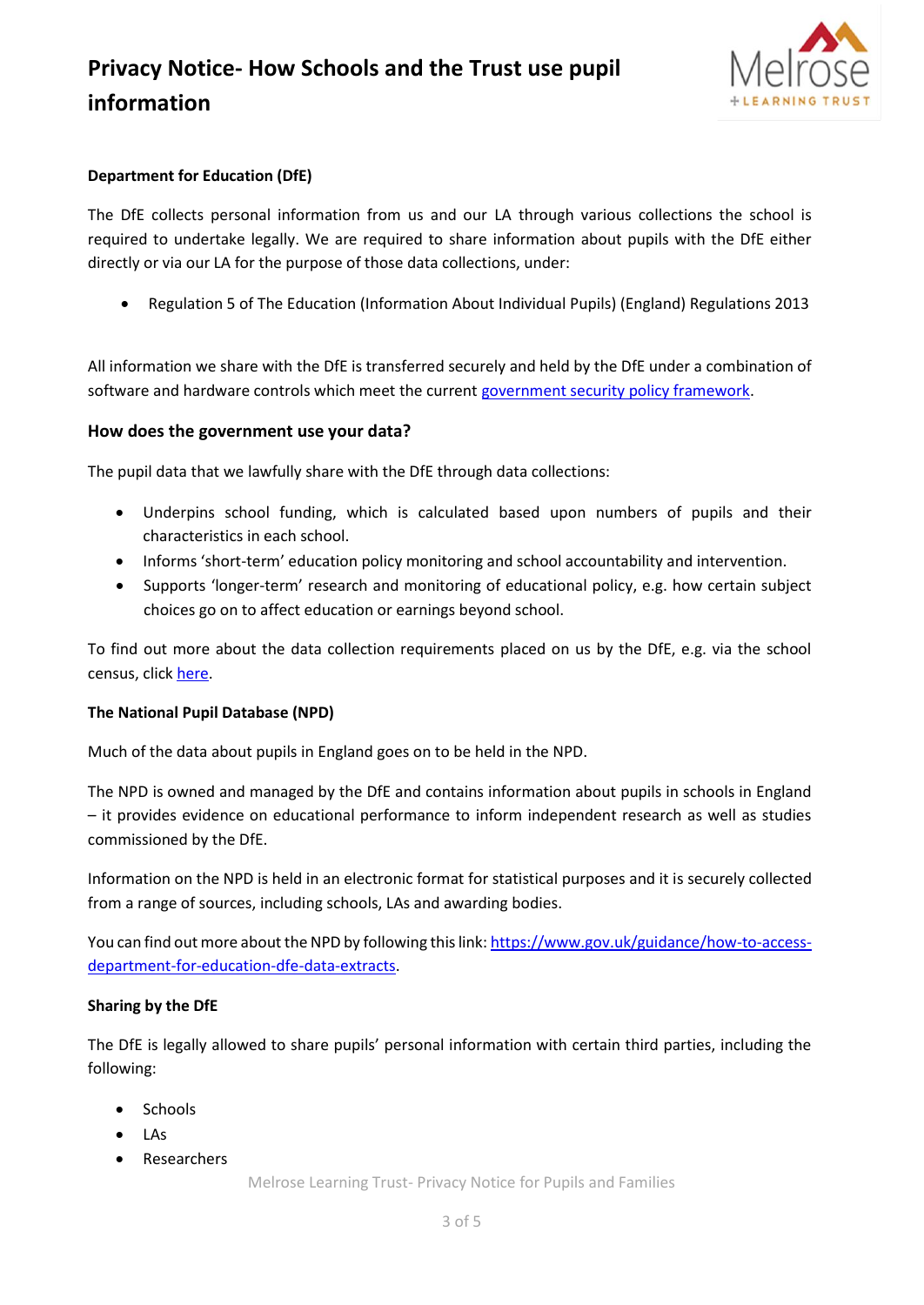**Department for Education (DfE)**

The DfE collects personal information from us and our LA through various collections the school is required to undertake legally. We are required to share information about pupils with the DfE either directly or via our LA for the purpose of those data collections, under:

- Regulation 5 of The Education (Information About Individual Pupils) (England) Regulations 2013

All information we share with the DfE is transferred securely and held by the DfE under a combination of software and hardware controls which meet the current government security policy framework.

### How does the government use your data?

The pupil data that we lawfully share with the DfE through data collections:

- Underpins school funding, which is calculated based upon numbers of pupils and their characteristics in each school.
- Informs 'short-term' education policy monitoring and school accountability and intervention.
- Supports 'longer-term' research and monitoring of educational policy, e.g. how certain subject choices go on to affect education or earnings beyond school.

To find out more about the data collection requirements placed on us by the DfE, e.g. via the school census, click here.

**The National Pupil Database (NPD)**

Much of the data about pupils in England goes on to be held in the NPD.

The NPD is owned and managed by the DfE and contains information about pupils in schools in England – it provides evidence on educational performance to inform independent research as well as studies commissioned by the DfE.

Information on the NPD is held in an electronic format for statistical purposes and it is securely collected from a range of sources, including schools, LAs and awarding bodies.

You can find out more about the NPD by following this link: https://www.gov.uk/guidance/how-to-access-department-for-education-dfe-data-extracts.

**Sharing by the DfE**

The DfE is legally allowed to share pupils' personal information with certain third parties, including the following:

- Schools
- LAs
- Researchers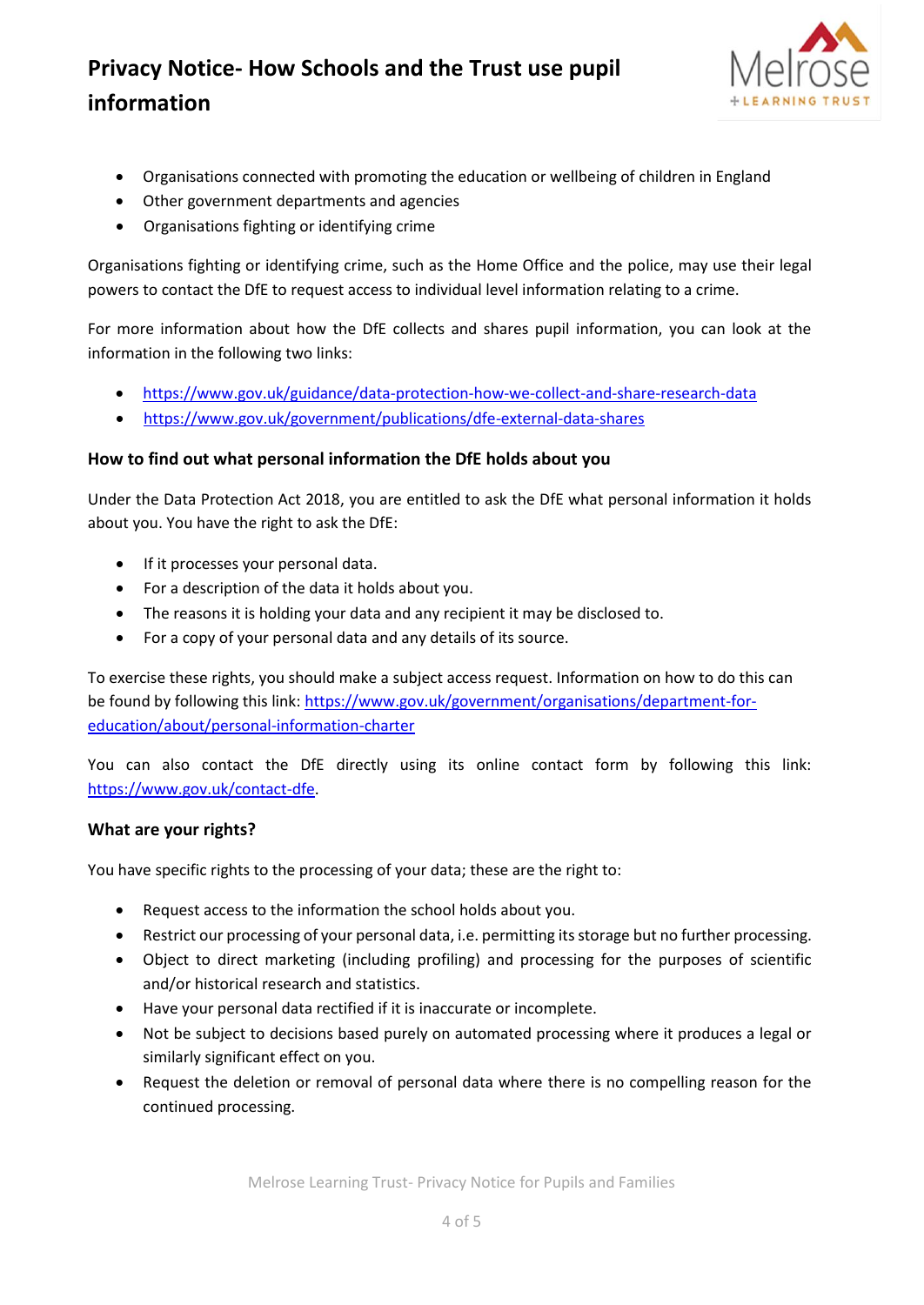- Organisations connected with promoting the education or wellbeing of children in England
- Other government departments and agencies
- Organisations fighting or identifying crime

Organisations fighting or identifying crime, such as the Home Office and the police, may use their legal powers to contact the DfE to request access to individual level information relating to a crime.

For more information about how the DfE collects and shares pupil information, you can look at the information in the following two links:

- https://www.gov.uk/guidance/data-protection-how-we-collect-and-share-research-data
- https://www.gov.uk/government/publications/dfe-external-data-shares

### How to find out what personal information the DfE holds about you

Under the Data Protection Act 2018, you are entitled to ask the DfE what personal information it holds about you. You have the right to ask the DfE:

- If it processes your personal data.
- For a description of the data it holds about you.
- The reasons it is holding your data and any recipient it may be disclosed to.
- For a copy of your personal data and any details of its source.

To exercise these rights, you should make a subject access request. Information on how to do this can be found by following this link: https://www.gov.uk/government/organisations/department-for-education/about/personal-information-charter

You can also contact the DfE directly using its online contact form by following this link: https://www.gov.uk/contact-dfe.

### What are your rights?

You have specific rights to the processing of your data; these are the right to:

- Request access to the information the school holds about you.
- Restrict our processing of your personal data, i.e. permitting its storage but no further processing.
- Object to direct marketing (including profiling) and processing for the purposes of scientific and/or historical research and statistics.
- Have your personal data rectified if it is inaccurate or incomplete.
- Not be subject to decisions based purely on automated processing where it produces a legal or similarly significant effect on you.
- Request the deletion or removal of personal data where there is no compelling reason for the continued processing.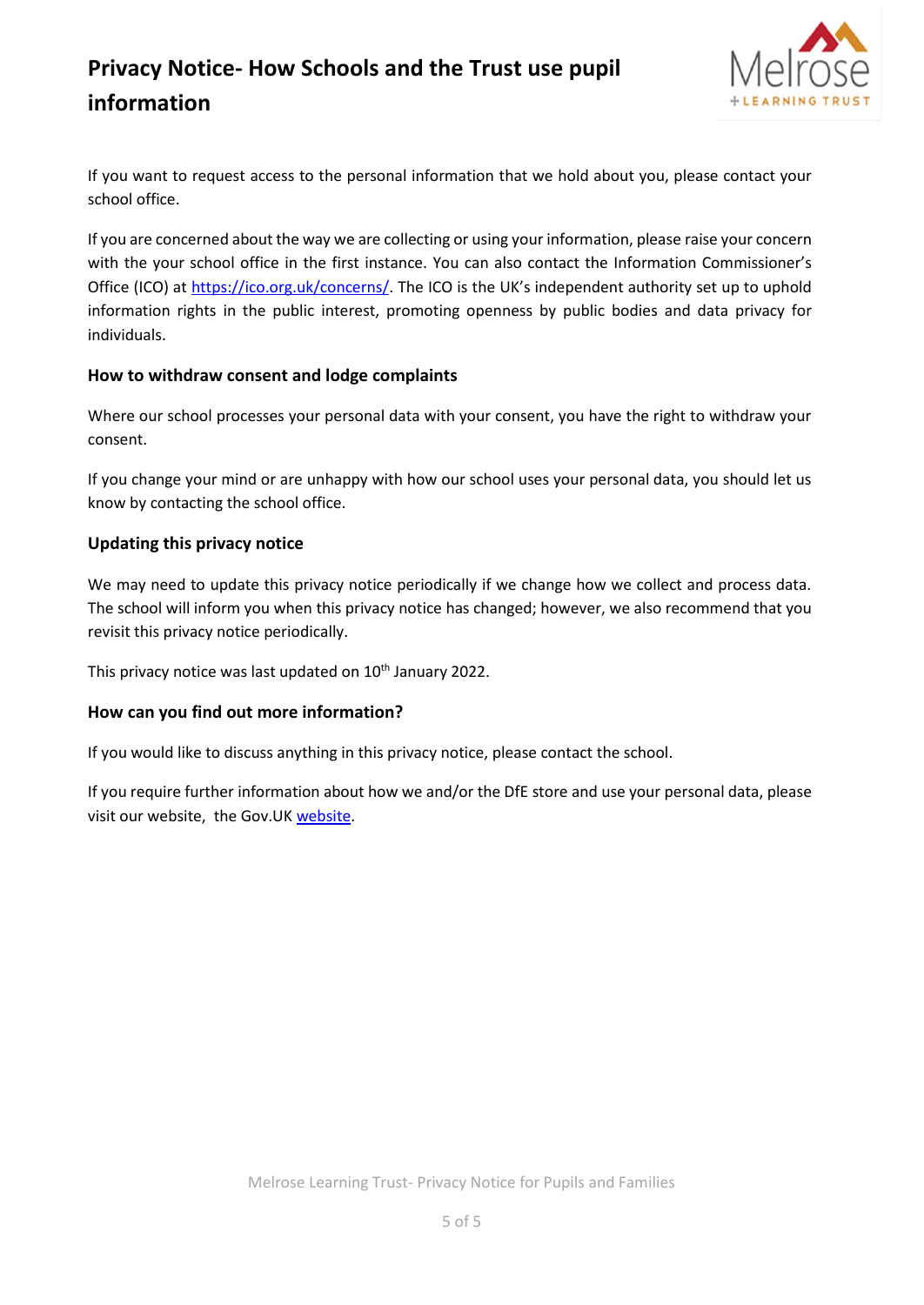If you want to request access to the personal information that we hold about you, please contact your school office.

If you are concerned about the way we are collecting or using your information, please raise your concern with the your school office in the first instance. You can also contact the Information Commissioner's Office (ICO) at [https://ico.org.uk/concerns/](https://ico.org.uk/concerns/). The ICO is the UK's independent authority set up to uphold information rights in the public interest, promoting openness by public bodies and data privacy for individuals.

### How to withdraw consent and lodge complaints

Where our school processes your personal data with your consent, you have the right to withdraw your consent.

If you change your mind or are unhappy with how our school uses your personal data, you should let us know by contacting the school office.

### Updating this privacy notice

We may need to update this privacy notice periodically if we change how we collect and process data. The school will inform you when this privacy notice has changed; however, we also recommend that you revisit this privacy notice periodically.

This privacy notice was last updated on 10th January 2022.

### How can you find out more information?

If you would like to discuss anything in this privacy notice, please contact the school.

If you require further information about how we and/or the DfE store and use your personal data, please visit our website, the Gov.UK website.